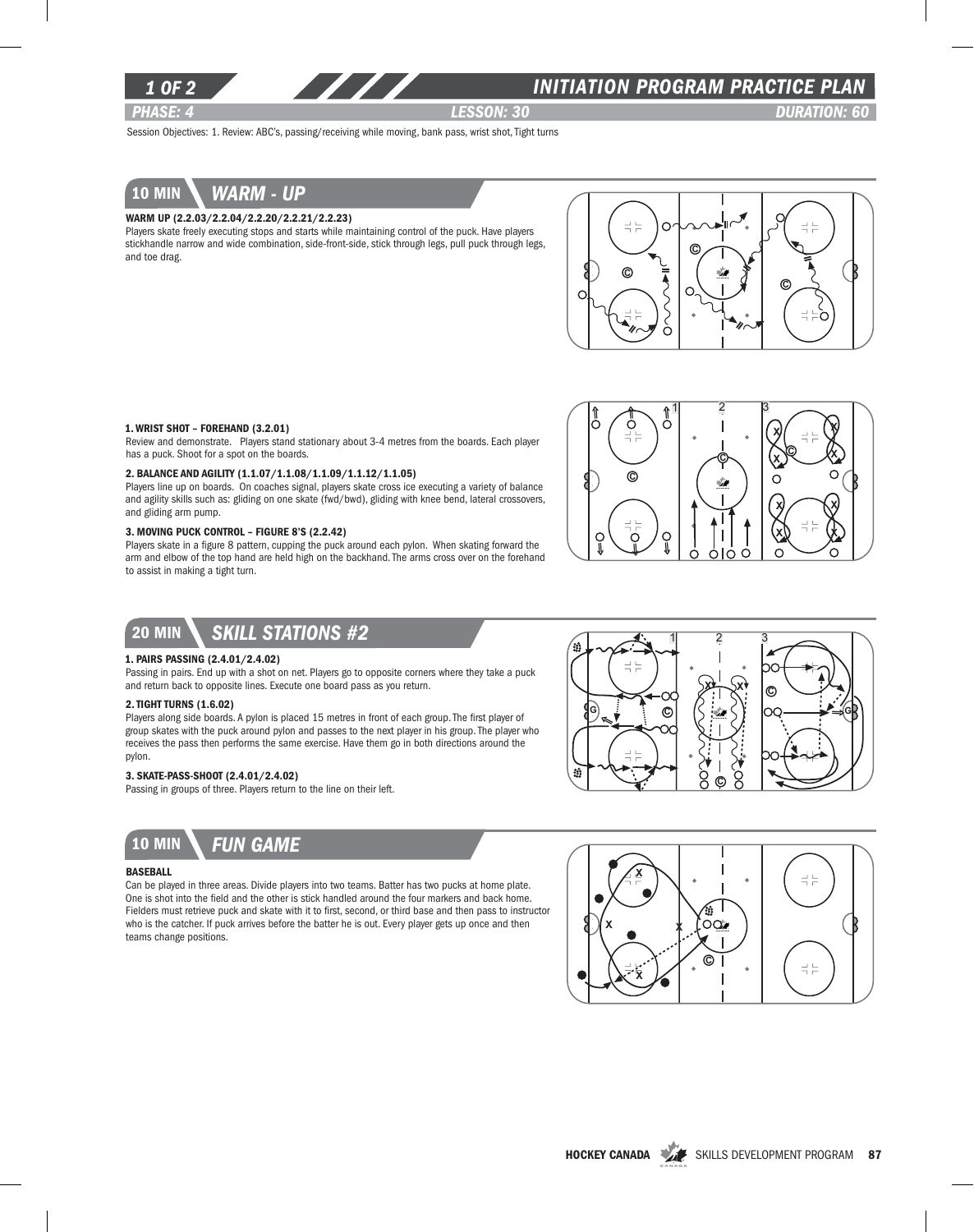# INITIATION PROGRAM PRACTICE PLAN

**PHASE: 4** | **LESSON: 30** | **DURATION: 60**

Session Objectives: 1. Review: ABC's, passing/receiving while moving, bank pass, wrist shot, Tight turns

## 10 MIN — WARM - UP

**WARM UP (2.2.03/2.2.04/2.2.20/2.2.21/2.2.23)**
Players skate freely executing stops and starts while maintaining control of the puck. Have players stickhandle narrow and wide combination, side-front-side, stick through legs, pull puck through legs, and toe drag.

**1. WRIST SHOT – FOREHAND (3.2.01)**
Review and demonstrate. Players stand stationary about 3-4 metres from the boards. Each player has a puck. Shoot for a spot on the boards.

**2. BALANCE AND AGILITY (1.1.07/1.1.08/1.1.09/1.1.12/1.1.05)**
Players line up on boards. On coaches signal, players skate cross ice executing a variety of balance and agility skills such as: gliding on one skate (fwd/bwd), gliding with knee bend, lateral crossovers, and gliding arm pump.

**3. MOVING PUCK CONTROL – FIGURE 8'S (2.2.42)**
Players skate in a figure 8 pattern, cupping the puck around each pylon. When skating forward the arm and elbow of the top hand are held high on the backhand. The arms cross over on the forehand to assist in making a tight turn.

## 20 MIN — SKILL STATIONS #2

**1. PAIRS PASSING (2.4.01/2.4.02)**
Passing in pairs. End up with a shot on net. Players go to opposite corners where they take a puck and return back to opposite lines. Execute one board pass as you return.

**2. TIGHT TURNS (1.6.02)**
Players along side boards. A pylon is placed 15 metres in front of each group. The first player of group skates with the puck around pylon and passes to the next player in his group. The player who receives the pass then performs the same exercise. Have them go in both directions around the pylon.

**3. SKATE-PASS-SHOOT (2.4.01/2.4.02)**
Passing in groups of three. Players return to the line on their left.

## 10 MIN — FUN GAME

**BASEBALL**
Can be played in three areas. Divide players into two teams. Batter has two pucks at home plate. One is shot into the field and the other is stick handled around the four markers and back home. Fielders must retrieve puck and skate with it to first, second, or third base and then pass to instructor who is the catcher. If puck arrives before the batter he is out. Every player gets up once and then teams change positions.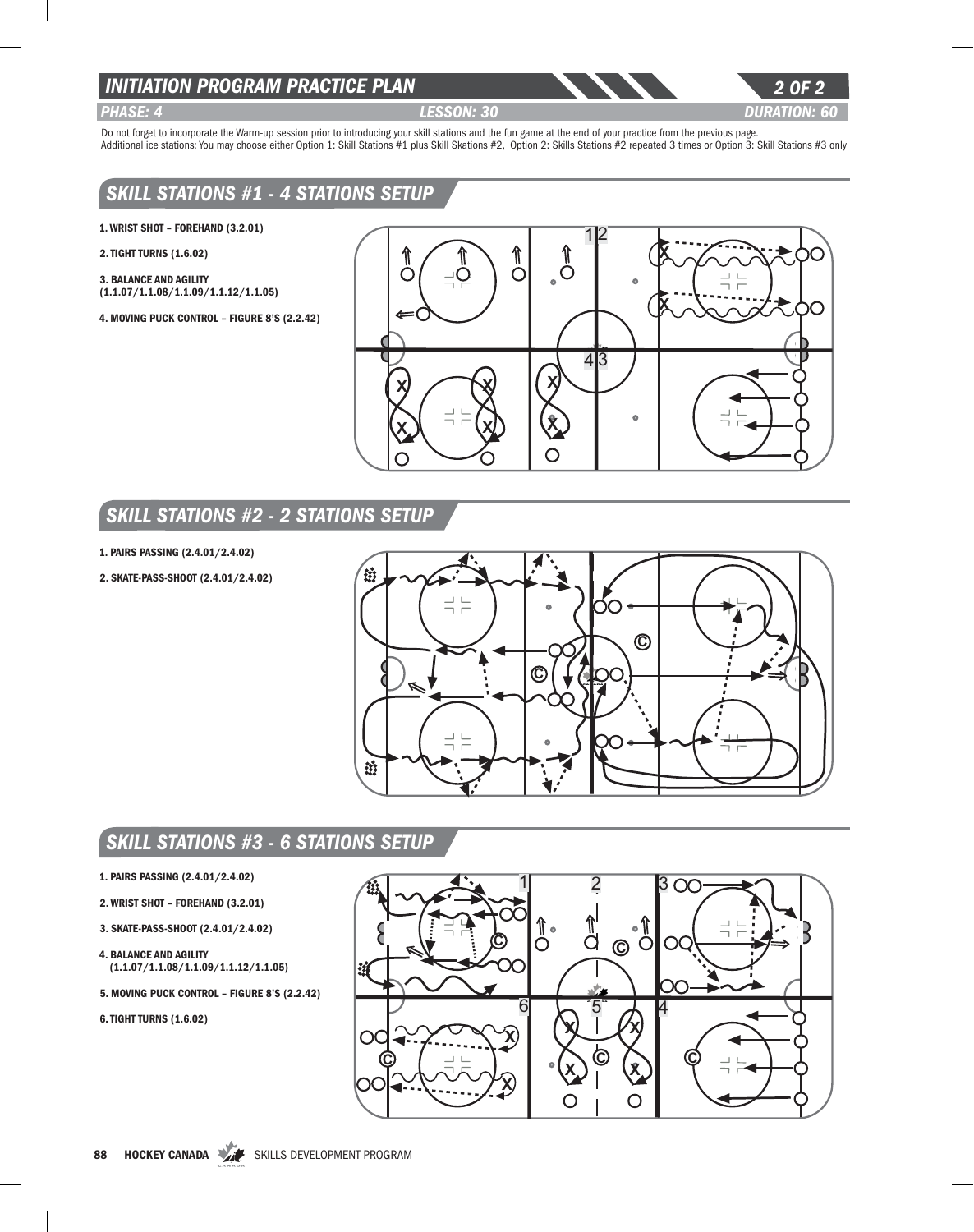## INITIATION PROGRAM PRACTICE PLAN

*PHASE: 4* *LESSON: 30* *DURATION: 60*

Do not forget to incorporate the Warm-up session prior to introducing your skill stations and the fun game at the end of your practice from the previous page.
Additional ice stations: You may choose either Option 1: Skill Stations #1 plus Skill Skations #2, Option 2: Skills Stations #2 repeated 3 times or Option 3: Skill Stations #3 only

## SKILL STATIONS #1 - 4 STATIONS SETUP

1. WRIST SHOT – FOREHAND (3.2.01)
2. TIGHT TURNS (1.6.02)
3. BALANCE AND AGILITY (1.1.07/1.1.08/1.1.09/1.1.12/1.1.05)
4. MOVING PUCK CONTROL – FIGURE 8'S (2.2.42)

1 2
4 3

## SKILL STATIONS #2 - 2 STATIONS SETUP

1. PAIRS PASSING (2.4.01/2.4.02)
2. SKATE-PASS-SHOOT (2.4.01/2.4.02)

## SKILL STATIONS #3 - 6 STATIONS SETUP

1. PAIRS PASSING (2.4.01/2.4.02)
2. WRIST SHOT – FOREHAND (3.2.01)
3. SKATE-PASS-SHOOT (2.4.01/2.4.02)
4. BALANCE AND AGILITY (1.1.07/1.1.08/1.1.09/1.1.12/1.1.05)
5. MOVING PUCK CONTROL – FIGURE 8'S (2.2.42)
6. TIGHT TURNS (1.6.02)

1 2 3
6 5 4